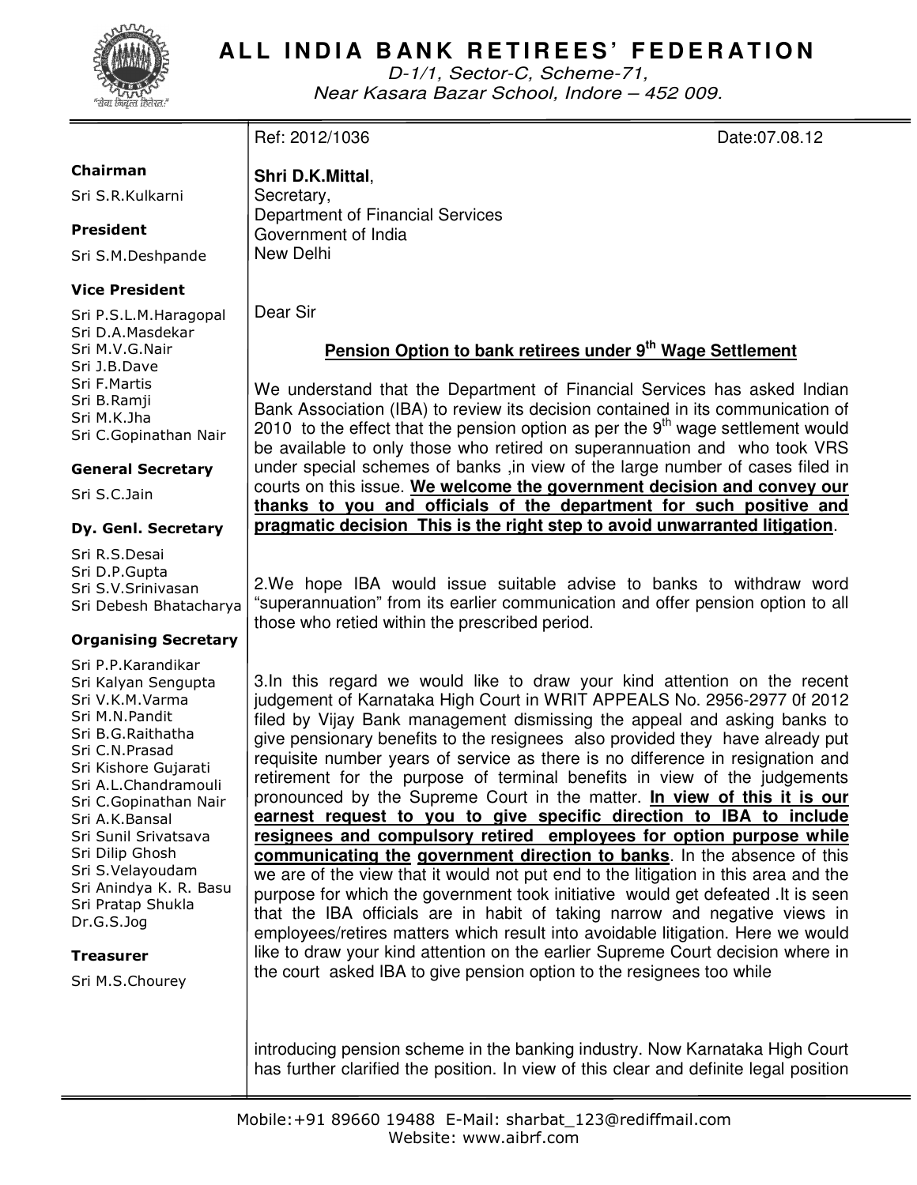# ALL INDIA BANK RETIREES' FEDERATION

D-1/1, Sector-C, Scheme-71,
Near Kasara Bazar School, Indore – 452 009.

"सेवा निवृत्त हितेरत:"

**Chairman**
Sri S.R.Kulkarni

**President**
Sri S.M.Deshpande

**Vice President**
Sri P.S.L.M.Haragopal
Sri D.A.Masdekar
Sri M.V.G.Nair
Sri J.B.Dave
Sri F.Martis
Sri B.Ramji
Sri M.K.Jha
Sri C.Gopinathan Nair

**General Secretary**
Sri S.C.Jain

**Dy. Genl. Secretary**
Sri R.S.Desai
Sri D.P.Gupta
Sri S.V.Srinivasan
Sri Debesh Bhatacharya

**Organising Secretary**
Sri P.P.Karandikar
Sri Kalyan Sengupta
Sri V.K.M.Varma
Sri M.N.Pandit
Sri B.G.Raithatha
Sri C.N.Prasad
Sri Kishore Gujarati
Sri A.L.Chandramouli
Sri C.Gopinathan Nair
Sri A.K.Bansal
Sri Sunil Srivatsava
Sri Dilip Ghosh
Sri S.Velayoudam
Sri Anindya K. R. Basu
Sri Pratap Shukla
Dr.G.S.Jog

**Treasurer**
Sri M.S.Chourey

---

Ref: 2012/1036 Date:07.08.12

**Shri D.K.Mittal**,
Secretary,
Department of Financial Services
Government of India
New Delhi

Dear Sir

**<u>Pension Option to bank retirees under 9th Wage Settlement</u>**

We understand that the Department of Financial Services has asked Indian Bank Association (IBA) to review its decision contained in its communication of 2010 to the effect that the pension option as per the 9th wage settlement would be available to only those who retired on superannuation and who took VRS under special schemes of banks ,in view of the large number of cases filed in courts on this issue. **<u>We welcome the government decision and convey our thanks to you and officials of the department for such positive and pragmatic decision This is the right step to avoid unwarranted litigation</u>**.

2.We hope IBA would issue suitable advise to banks to withdraw word "superannuation" from its earlier communication and offer pension option to all those who retied within the prescribed period.

3.In this regard we would like to draw your kind attention on the recent judgement of Karnataka High Court in WRIT APPEALS No. 2956-2977 0f 2012 filed by Vijay Bank management dismissing the appeal and asking banks to give pensionary benefits to the resignees also provided they have already put requisite number years of service as there is no difference in resignation and retirement for the purpose of terminal benefits in view of the judgements pronounced by the Supreme Court in the matter. **<u>In view of this it is our earnest request to you to give specific direction to IBA to include resignees and compulsory retired employees for option purpose while communicating the government direction to banks</u>**. In the absence of this we are of the view that it would not put end to the litigation in this area and the purpose for which the government took initiative would get defeated .It is seen that the IBA officials are in habit of taking narrow and negative views in employees/retires matters which result into avoidable litigation. Here we would like to draw your kind attention on the earlier Supreme Court decision where in the court asked IBA to give pension option to the resignees too while introducing pension scheme in the banking industry. Now Karnataka High Court has further clarified the position. In view of this clear and definite legal position

Mobile:+91 89660 19488 E-Mail: sharbat_123@rediffmail.com
Website: www.aibrf.com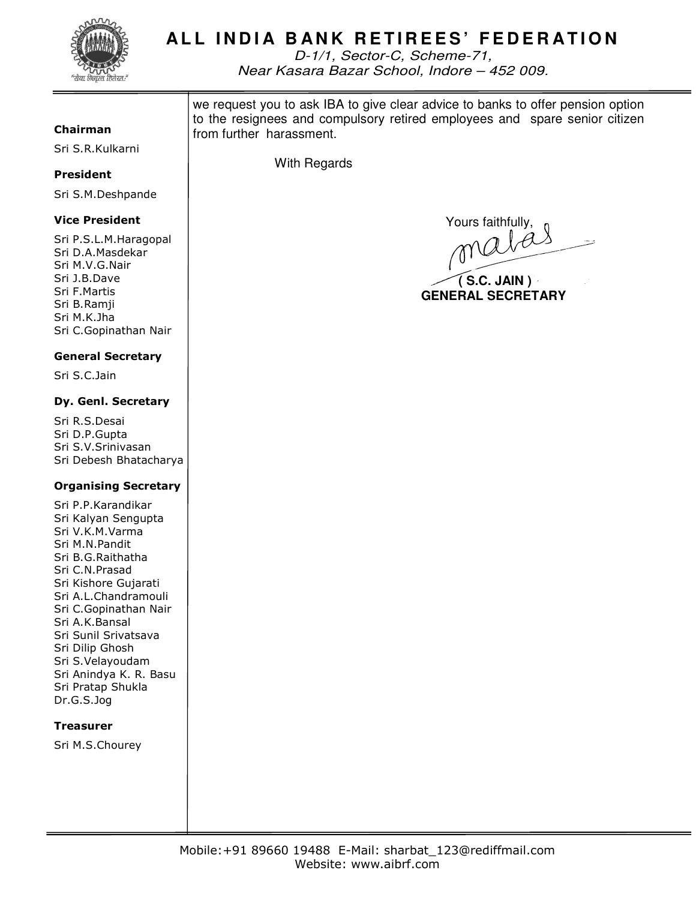# ALL INDIA BANK RETIREES' FEDERATION

*D-1/1, Sector-C, Scheme-71,*
*Near Kasara Bazar School, Indore – 452 009.*

**Chairman**
Sri S.R.Kulkarni

**President**
Sri S.M.Deshpande

**Vice President**
Sri P.S.L.M.Haragopal
Sri D.A.Masdekar
Sri M.V.G.Nair
Sri J.B.Dave
Sri F.Martis
Sri B.Ramji
Sri M.K.Jha
Sri C.Gopinathan Nair

**General Secretary**
Sri S.C.Jain

**Dy. Genl. Secretary**
Sri R.S.Desai
Sri D.P.Gupta
Sri S.V.Srinivasan
Sri Debesh Bhatacharya

**Organising Secretary**
Sri P.P.Karandikar
Sri Kalyan Sengupta
Sri V.K.M.Varma
Sri M.N.Pandit
Sri B.G.Raithatha
Sri C.N.Prasad
Sri Kishore Gujarati
Sri A.L.Chandramouli
Sri C.Gopinathan Nair
Sri A.K.Bansal
Sri Sunil Srivatsava
Sri Dilip Ghosh
Sri S.Velayoudam
Sri Anindya K. R. Basu
Sri Pratap Shukla
Dr.G.S.Jog

**Treasurer**
Sri M.S.Chourey

we request you to ask IBA to give clear advice to banks to offer pension option to the resignees and compulsory retired employees and spare senior citizen from further harassment.

With Regards

Yours faithfully,

**( S.C. JAIN )**
**GENERAL SECRETARY**

Mobile:+91 89660 19488 E-Mail: sharbat_123@rediffmail.com
Website: www.aibrf.com